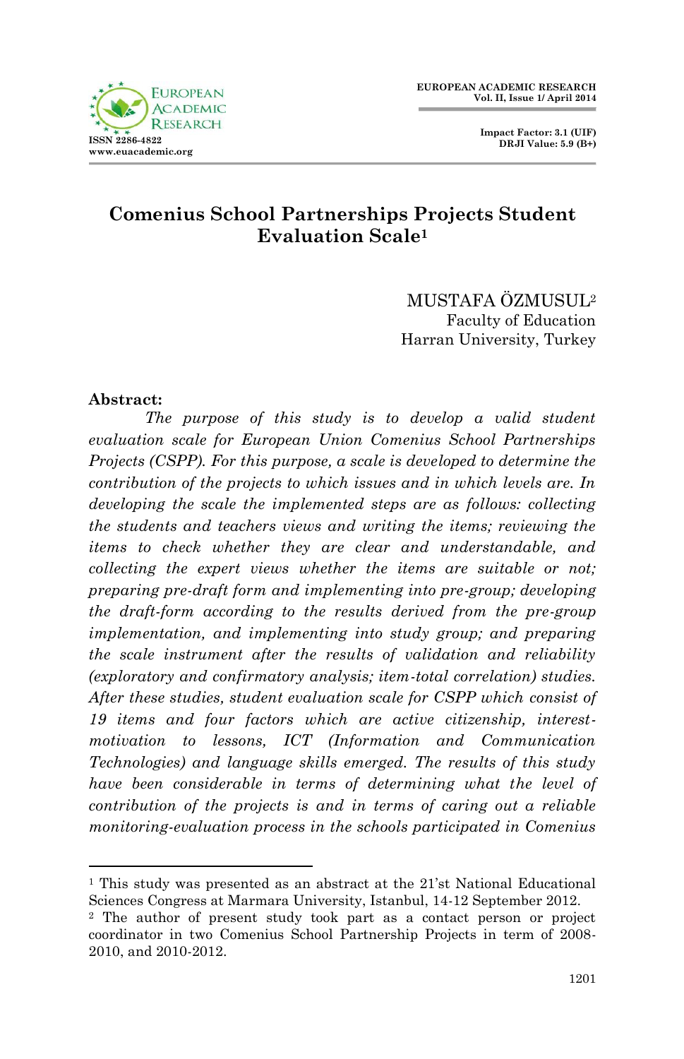# Comenius School Partnerships Projects Student Evaluation Scale[1]

MUSTAFA ÖZMUSUL[2]
Faculty of Education
Harran University, Turkey

**Abstract:**

*The purpose of this study is to develop a valid student evaluation scale for European Union Comenius School Partnerships Projects (CSPP). For this purpose, a scale is developed to determine the contribution of the projects to which issues and in which levels are. In developing the scale the implemented steps are as follows: collecting the students and teachers views and writing the items; reviewing the items to check whether they are clear and understandable, and collecting the expert views whether the items are suitable or not; preparing pre-draft form and implementing into pre-group; developing the draft-form according to the results derived from the pre-group implementation, and implementing into study group; and preparing the scale instrument after the results of validation and reliability (exploratory and confirmatory analysis; item-total correlation) studies. After these studies, student evaluation scale for CSPP which consist of 19 items and four factors which are active citizenship, interest-motivation to lessons, ICT (Information and Communication Technologies) and language skills emerged. The results of this study have been considerable in terms of determining what the level of contribution of the projects is and in terms of caring out a reliable monitoring-evaluation process in the schools participated in Comenius*

---

[1] This study was presented as an abstract at the 21'st National Educational Sciences Congress at Marmara University, Istanbul, 14-12 September 2012.

[2] The author of present study took part as a contact person or project coordinator in two Comenius School Partnership Projects in term of 2008-2010, and 2010-2012.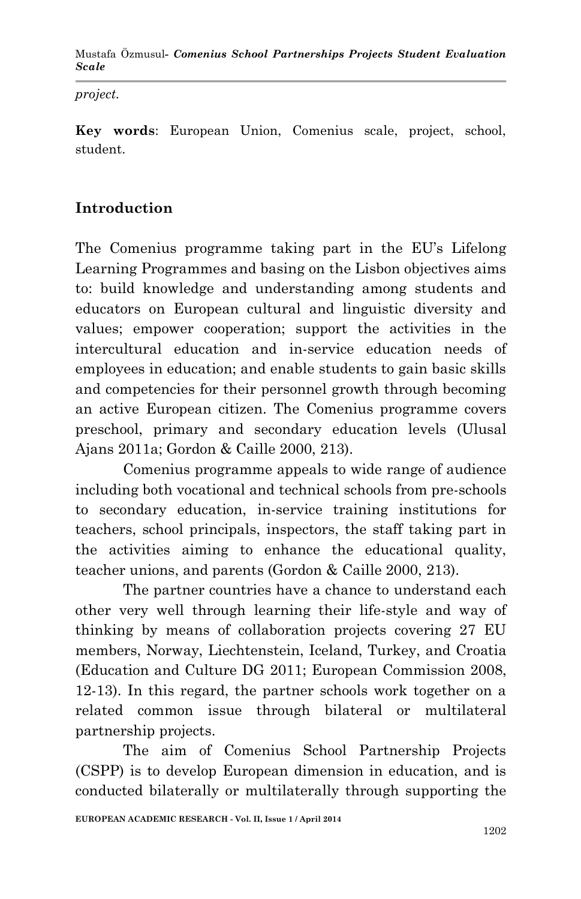*project.*

**Key words**: European Union, Comenius scale, project, school, student.

## Introduction

The Comenius programme taking part in the EU's Lifelong Learning Programmes and basing on the Lisbon objectives aims to: build knowledge and understanding among students and educators on European cultural and linguistic diversity and values; empower cooperation; support the activities in the intercultural education and in-service education needs of employees in education; and enable students to gain basic skills and competencies for their personnel growth through becoming an active European citizen. The Comenius programme covers preschool, primary and secondary education levels (Ulusal Ajans 2011a; Gordon & Caille 2000, 213).

Comenius programme appeals to wide range of audience including both vocational and technical schools from pre-schools to secondary education, in-service training institutions for teachers, school principals, inspectors, the staff taking part in the activities aiming to enhance the educational quality, teacher unions, and parents (Gordon & Caille 2000, 213).

The partner countries have a chance to understand each other very well through learning their life-style and way of thinking by means of collaboration projects covering 27 EU members, Norway, Liechtenstein, Iceland, Turkey, and Croatia (Education and Culture DG 2011; European Commission 2008, 12-13). In this regard, the partner schools work together on a related common issue through bilateral or multilateral partnership projects.

The aim of Comenius School Partnership Projects (CSPP) is to develop European dimension in education, and is conducted bilaterally or multilaterally through supporting the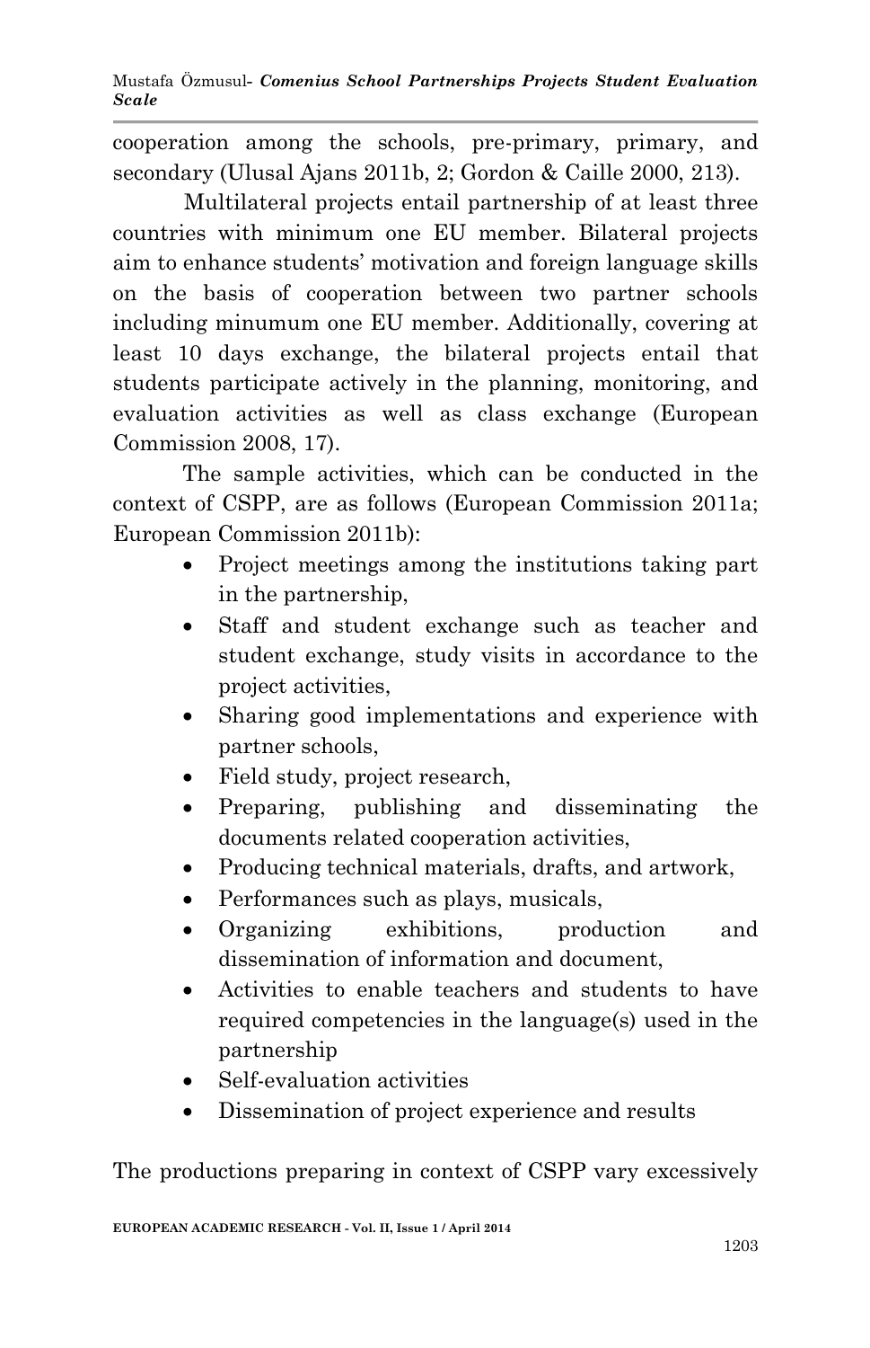cooperation among the schools, pre-primary, primary, and secondary (Ulusal Ajans 2011b, 2; Gordon & Caille 2000, 213).

Multilateral projects entail partnership of at least three countries with minimum one EU member. Bilateral projects aim to enhance students' motivation and foreign language skills on the basis of cooperation between two partner schools including minumum one EU member. Additionally, covering at least 10 days exchange, the bilateral projects entail that students participate actively in the planning, monitoring, and evaluation activities as well as class exchange (European Commission 2008, 17).

The sample activities, which can be conducted in the context of CSPP, are as follows (European Commission 2011a; European Commission 2011b):

- Project meetings among the institutions taking part in the partnership,
- Staff and student exchange such as teacher and student exchange, study visits in accordance to the project activities,
- Sharing good implementations and experience with partner schools,
- Field study, project research,
- Preparing, publishing and disseminating the documents related cooperation activities,
- Producing technical materials, drafts, and artwork,
- Performances such as plays, musicals,
- Organizing exhibitions, production and dissemination of information and document,
- Activities to enable teachers and students to have required competencies in the language(s) used in the partnership
- Self-evaluation activities
- Dissemination of project experience and results

The productions preparing in context of CSPP vary excessively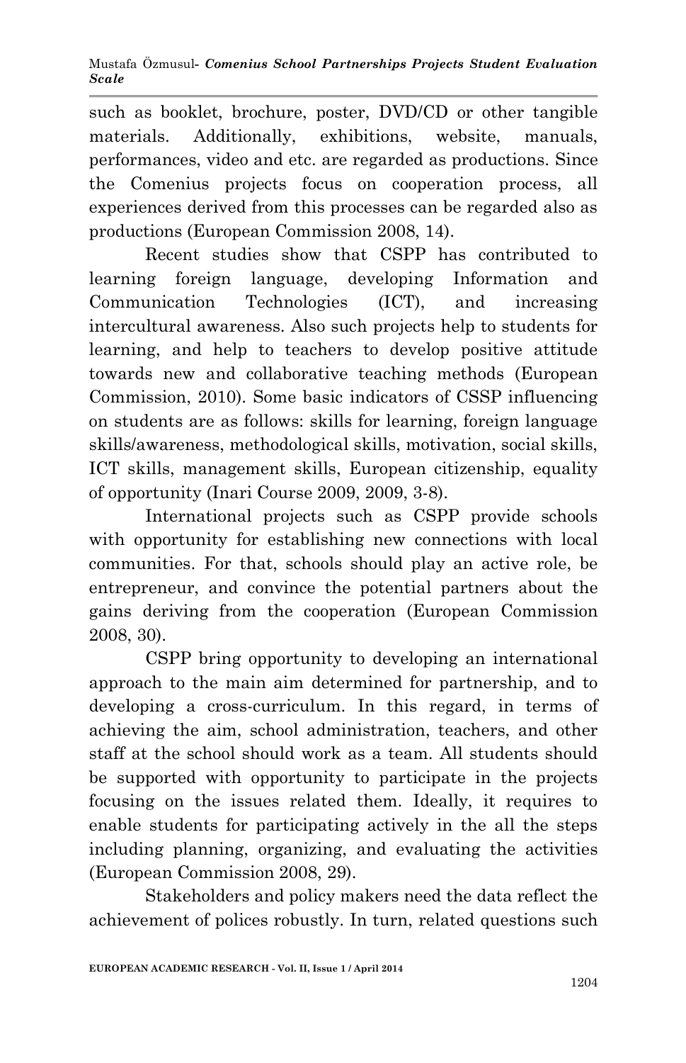such as booklet, brochure, poster, DVD/CD or other tangible materials. Additionally, exhibitions, website, manuals, performances, video and etc. are regarded as productions. Since the Comenius projects focus on cooperation process, all experiences derived from this processes can be regarded also as productions (European Commission 2008, 14).

Recent studies show that CSPP has contributed to learning foreign language, developing Information and Communication Technologies (ICT), and increasing intercultural awareness. Also such projects help to students for learning, and help to teachers to develop positive attitude towards new and collaborative teaching methods (European Commission, 2010). Some basic indicators of CSSP influencing on students are as follows: skills for learning, foreign language skills/awareness, methodological skills, motivation, social skills, ICT skills, management skills, European citizenship, equality of opportunity (Inari Course 2009, 2009, 3-8).

International projects such as CSPP provide schools with opportunity for establishing new connections with local communities. For that, schools should play an active role, be entrepreneur, and convince the potential partners about the gains deriving from the cooperation (European Commission 2008, 30).

CSPP bring opportunity to developing an international approach to the main aim determined for partnership, and to developing a cross-curriculum. In this regard, in terms of achieving the aim, school administration, teachers, and other staff at the school should work as a team. All students should be supported with opportunity to participate in the projects focusing on the issues related them. Ideally, it requires to enable students for participating actively in the all the steps including planning, organizing, and evaluating the activities (European Commission 2008, 29).

Stakeholders and policy makers need the data reflect the achievement of polices robustly. In turn, related questions such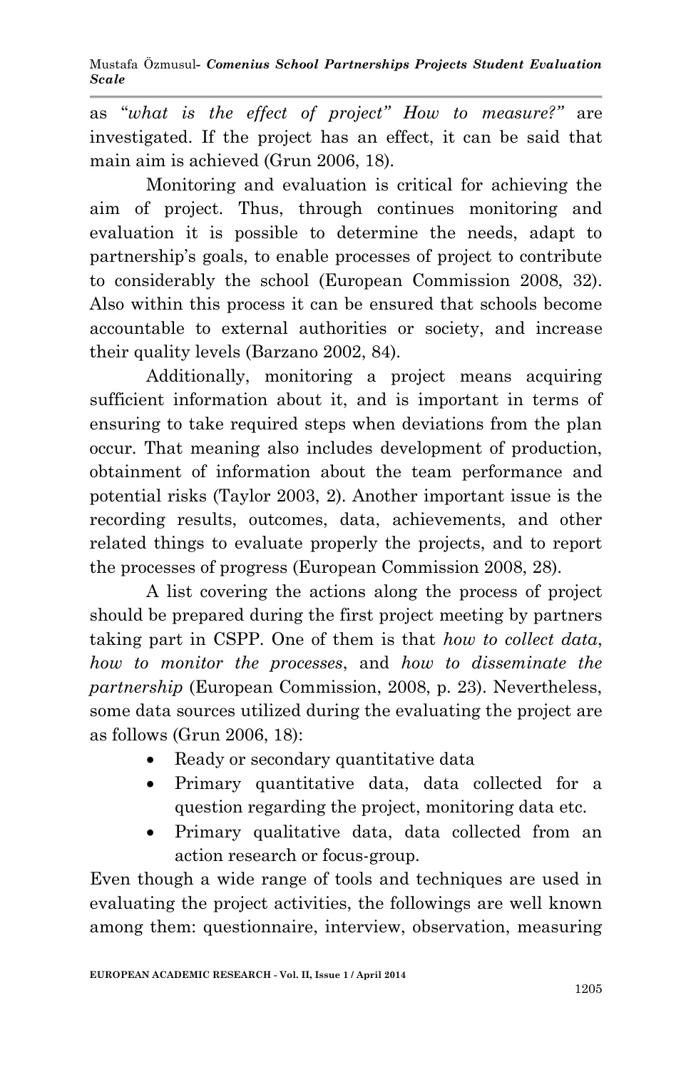as "*what is the effect of project" How to measure?"* are investigated. If the project has an effect, it can be said that main aim is achieved (Grun 2006, 18).

Monitoring and evaluation is critical for achieving the aim of project. Thus, through continues monitoring and evaluation it is possible to determine the needs, adapt to partnership's goals, to enable processes of project to contribute to considerably the school (European Commission 2008, 32). Also within this process it can be ensured that schools become accountable to external authorities or society, and increase their quality levels (Barzano 2002, 84).

Additionally, monitoring a project means acquiring sufficient information about it, and is important in terms of ensuring to take required steps when deviations from the plan occur. That meaning also includes development of production, obtainment of information about the team performance and potential risks (Taylor 2003, 2). Another important issue is the recording results, outcomes, data, achievements, and other related things to evaluate properly the projects, and to report the processes of progress (European Commission 2008, 28).

A list covering the actions along the process of project should be prepared during the first project meeting by partners taking part in CSPP. One of them is that *how to collect data*, *how to monitor the processes*, and *how to disseminate the partnership* (European Commission, 2008, p. 23). Nevertheless, some data sources utilized during the evaluating the project are as follows (Grun 2006, 18):

- Ready or secondary quantitative data
- Primary quantitative data, data collected for a question regarding the project, monitoring data etc.
- Primary qualitative data, data collected from an action research or focus-group.

Even though a wide range of tools and techniques are used in evaluating the project activities, the followings are well known among them: questionnaire, interview, observation, measuring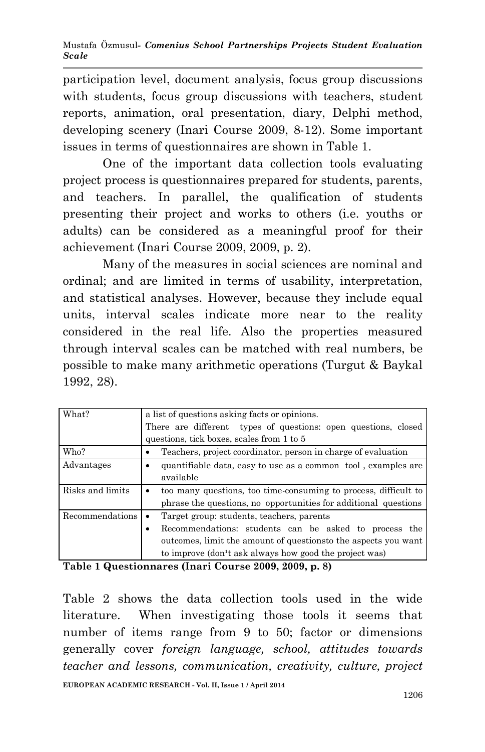participation level, document analysis, focus group discussions with students, focus group discussions with teachers, student reports, animation, oral presentation, diary, Delphi method, developing scenery (Inari Course 2009, 8-12). Some important issues in terms of questionnaires are shown in Table 1.

One of the important data collection tools evaluating project process is questionnaires prepared for students, parents, and teachers. In parallel, the qualification of students presenting their project and works to others (i.e. youths or adults) can be considered as a meaningful proof for their achievement (Inari Course 2009, 2009, p. 2).

Many of the measures in social sciences are nominal and ordinal; and are limited in terms of usability, interpretation, and statistical analyses. However, because they include equal units, interval scales indicate more near to the reality considered in the real life. Also the properties measured through interval scales can be matched with real numbers, be possible to make many arithmetic operations (Turgut & Baykal 1992, 28).

| What? | a list of questions asking facts or opinions. There are different types of questions: open questions, closed questions, tick boxes, scales from 1 to 5 |
|---|---|
| Who? | • Teachers, project coordinator, person in charge of evaluation |
| Advantages | • quantifiable data, easy to use as a common tool , examples are available |
| Risks and limits | • too many questions, too time-consuming to process, difficult to phrase the questions, no opportunities for additional questions |
| Recommendations | • Target group: students, teachers, parents<br>• Recommendations: students can be asked to process the outcomes, limit the amount of questionsto the aspects you want to improve (don¹t ask always how good the project was) |

**Table 1 Questionnares (Inari Course 2009, 2009, p. 8)**

Table 2 shows the data collection tools used in the wide literature. When investigating those tools it seems that number of items range from 9 to 50; factor or dimensions generally cover *foreign language, school, attitudes towards teacher and lessons, communication, creativity, culture, project*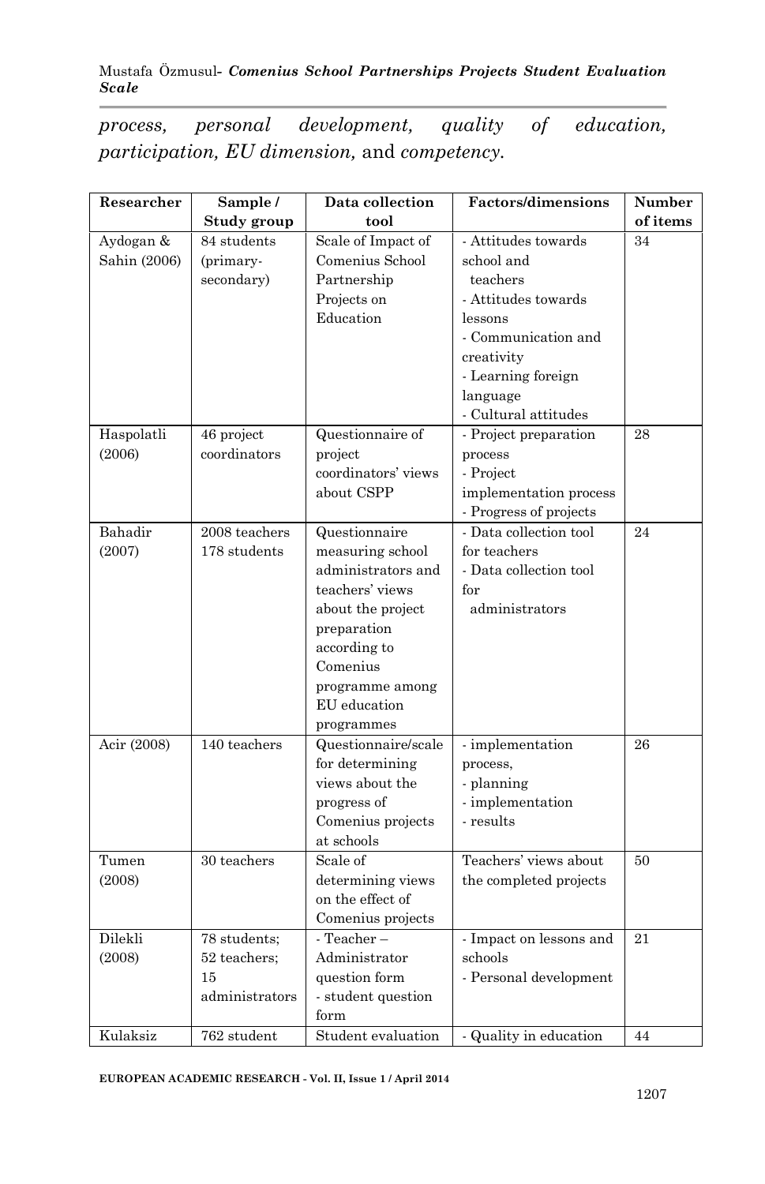*process, personal development, quality of education, participation, EU dimension,* and *competency.*

| Researcher | Sample / Study group | Data collection tool | Factors/dimensions | Number of items |
|---|---|---|---|---|
| Aydogan & Sahin (2006) | 84 students (primary-secondary) | Scale of Impact of Comenius School Partnership Projects on Education | - Attitudes towards school and teachers<br>- Attitudes towards lessons<br>- Communication and creativity<br>- Learning foreign language<br>- Cultural attitudes | 34 |
| Haspolatli (2006) | 46 project coordinators | Questionnaire of project coordinators' views about CSPP | - Project preparation process<br>- Project implementation process<br>- Progress of projects | 28 |
| Bahadir (2007) | 2008 teachers 178 students | Questionnaire measuring school administrators and teachers' views about the project preparation according to Comenius programme among EU education programmes | - Data collection tool for teachers<br>- Data collection tool for administrators | 24 |
| Acir (2008) | 140 teachers | Questionnaire/scale for determining views about the progress of Comenius projects at schools | - implementation process,<br>- planning<br>- implementation<br>- results | 26 |
| Tumen (2008) | 30 teachers | Scale of determining views on the effect of Comenius projects | Teachers' views about the completed projects | 50 |
| Dilekli (2008) | 78 students; 52 teachers; 15 administrators | - Teacher – Administrator question form<br>- student question form | - Impact on lessons and schools<br>- Personal development | 21 |
| Kulaksiz | 762 student | Student evaluation | - Quality in education | 44 |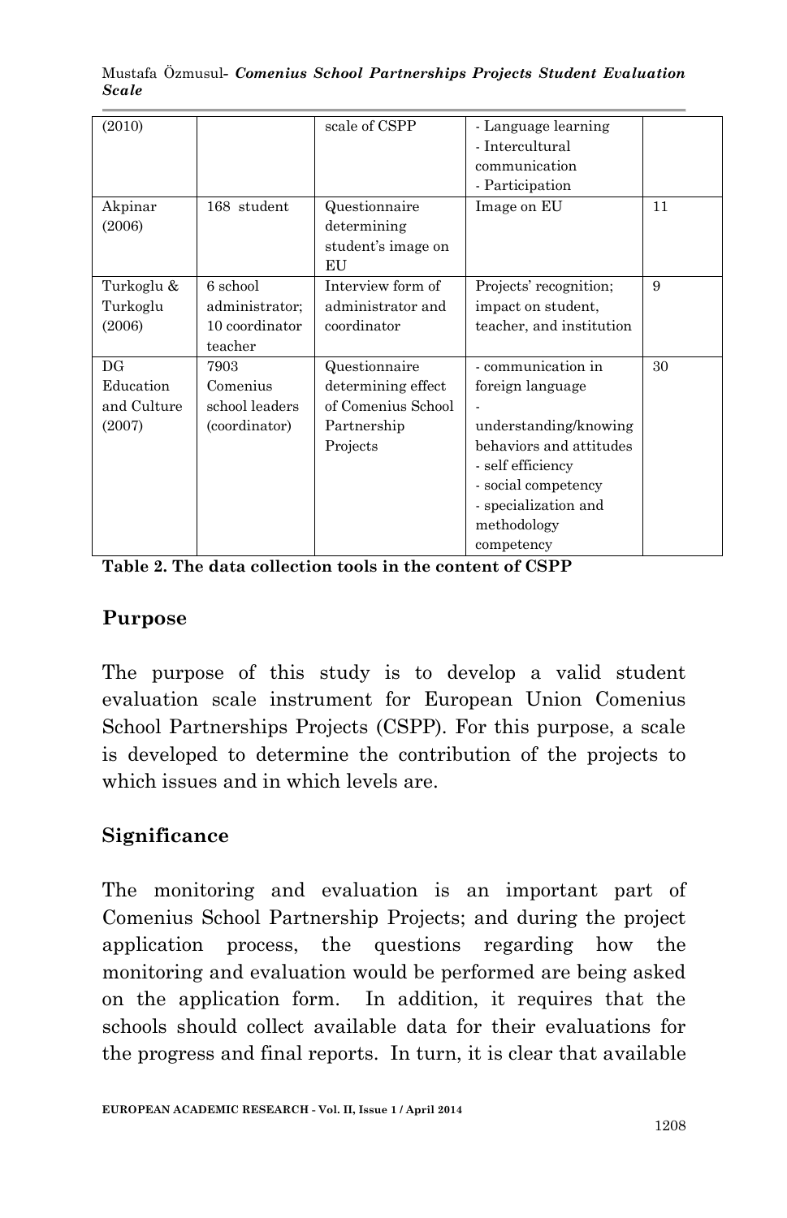| (2010) | | scale of CSPP | - Language learning<br>- Intercultural communication<br>- Participation | |
|---|---|---|---|---|
| Akpinar (2006) | 168 student | Questionnaire determining student's image on EU | Image on EU | 11 |
| Turkoglu & Turkoglu (2006) | 6 school administrator; 10 coordinator teacher | Interview form of administrator and coordinator | Projects' recognition; impact on student, teacher, and institution | 9 |
| DG Education and Culture (2007) | 7903 Comenius school leaders (coordinator) | Questionnaire determining effect of Comenius School Partnership Projects | - communication in foreign language<br>- understanding/knowing behaviors and attitudes<br>- self efficiency<br>- social competency<br>- specialization and methodology competency | 30 |

**Table 2. The data collection tools in the content of CSPP**

## Purpose

The purpose of this study is to develop a valid student evaluation scale instrument for European Union Comenius School Partnerships Projects (CSPP). For this purpose, a scale is developed to determine the contribution of the projects to which issues and in which levels are.

## Significance

The monitoring and evaluation is an important part of Comenius School Partnership Projects; and during the project application process, the questions regarding how the monitoring and evaluation would be performed are being asked on the application form. In addition, it requires that the schools should collect available data for their evaluations for the progress and final reports. In turn, it is clear that available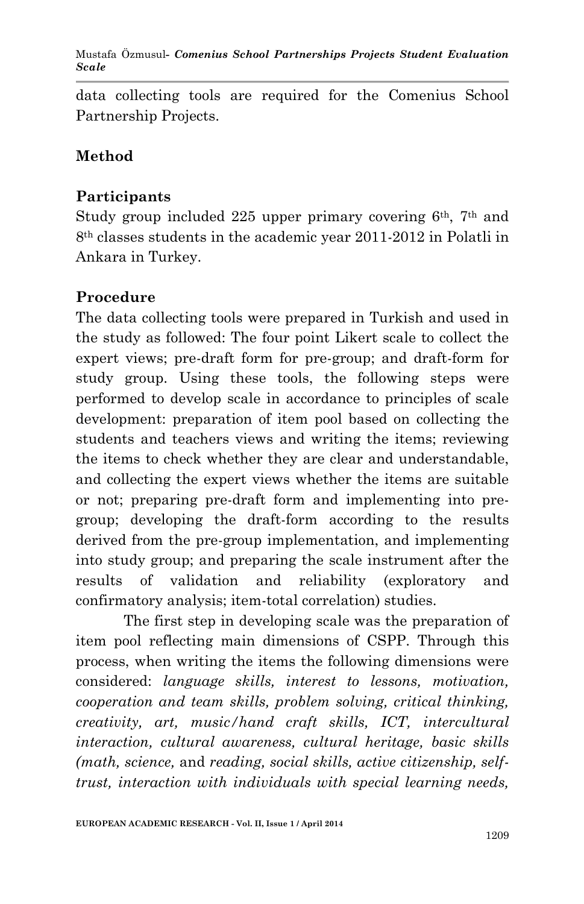data collecting tools are required for the Comenius School Partnership Projects.

## Method

### Participants

Study group included 225 upper primary covering 6th, 7th and 8th classes students in the academic year 2011-2012 in Polatli in Ankara in Turkey.

### Procedure

The data collecting tools were prepared in Turkish and used in the study as followed: The four point Likert scale to collect the expert views; pre-draft form for pre-group; and draft-form for study group. Using these tools, the following steps were performed to develop scale in accordance to principles of scale development: preparation of item pool based on collecting the students and teachers views and writing the items; reviewing the items to check whether they are clear and understandable, and collecting the expert views whether the items are suitable or not; preparing pre-draft form and implementing into pre-group; developing the draft-form according to the results derived from the pre-group implementation, and implementing into study group; and preparing the scale instrument after the results of validation and reliability (exploratory and confirmatory analysis; item-total correlation) studies.

The first step in developing scale was the preparation of item pool reflecting main dimensions of CSPP. Through this process, when writing the items the following dimensions were considered: *language skills, interest to lessons, motivation, cooperation and team skills, problem solving, critical thinking, creativity, art, music/hand craft skills, ICT, intercultural interaction, cultural awareness, cultural heritage, basic skills (math, science,* and *reading, social skills, active citizenship, self-trust, interaction with individuals with special learning needs,*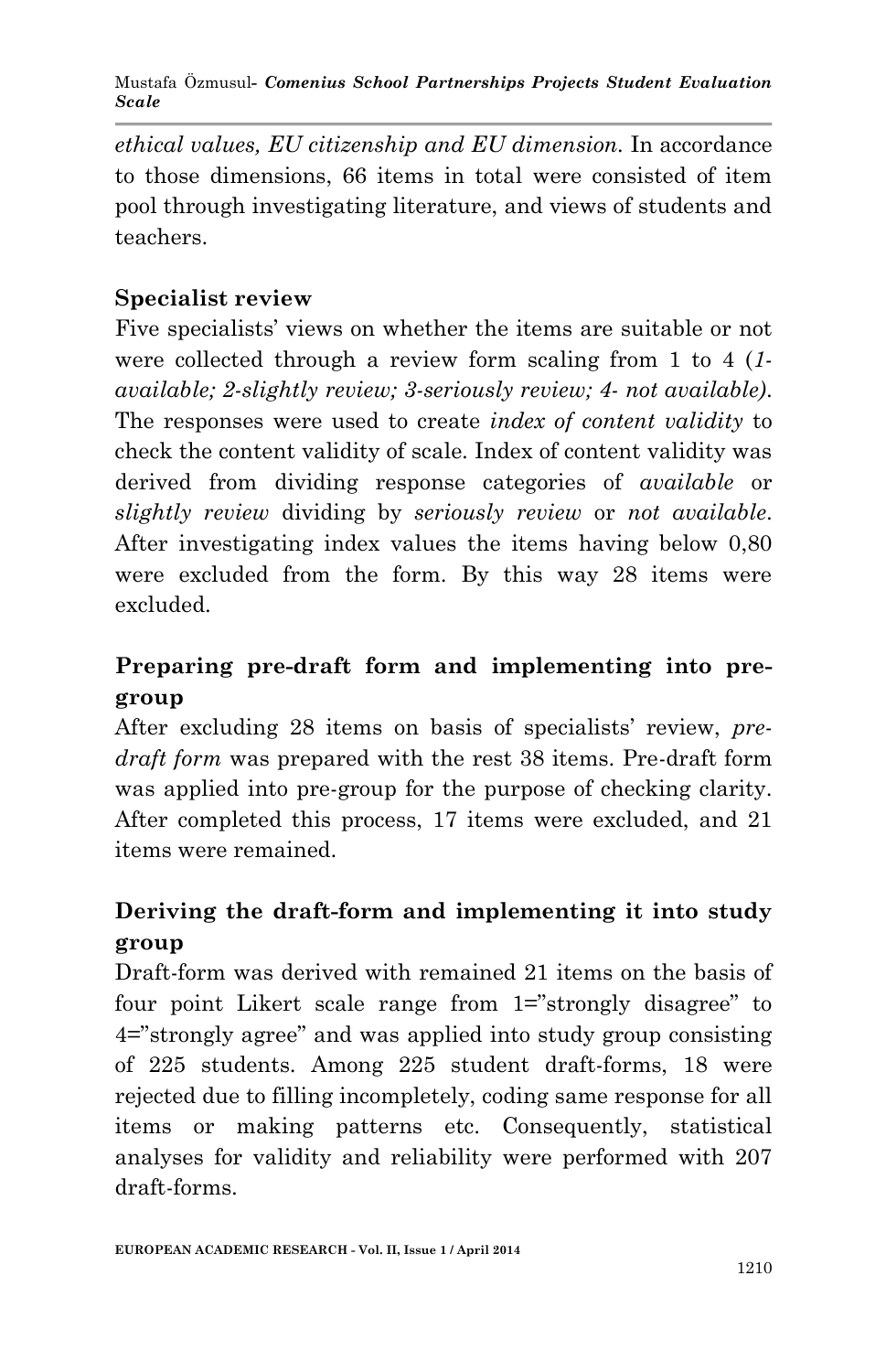*ethical values, EU citizenship and EU dimension.* In accordance to those dimensions, 66 items in total were consisted of item pool through investigating literature, and views of students and teachers.

**Specialist review**

Five specialists' views on whether the items are suitable or not were collected through a review form scaling from 1 to 4 (*1-available; 2-slightly review; 3-seriously review; 4- not available)*. The responses were used to create *index of content validity* to check the content validity of scale. Index of content validity was derived from dividing response categories of *available* or *slightly review* dividing by *seriously review* or *not available*. After investigating index values the items having below 0,80 were excluded from the form. By this way 28 items were excluded.

## Preparing pre-draft form and implementing into pre-group

After excluding 28 items on basis of specialists' review, *pre-draft form* was prepared with the rest 38 items. Pre-draft form was applied into pre-group for the purpose of checking clarity. After completed this process, 17 items were excluded, and 21 items were remained.

## Deriving the draft-form and implementing it into study group

Draft-form was derived with remained 21 items on the basis of four point Likert scale range from 1="strongly disagree" to 4="strongly agree" and was applied into study group consisting of 225 students. Among 225 student draft-forms, 18 were rejected due to filling incompletely, coding same response for all items or making patterns etc. Consequently, statistical analyses for validity and reliability were performed with 207 draft-forms.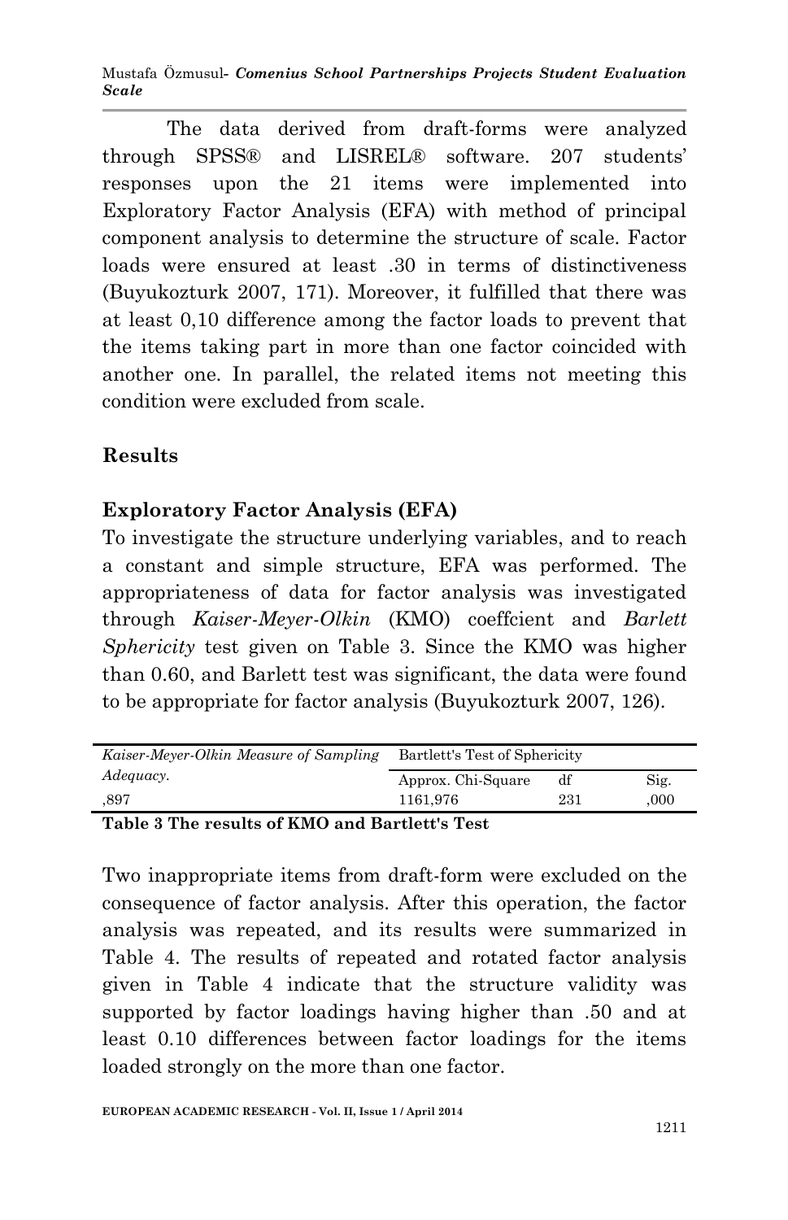The data derived from draft-forms were analyzed through SPSS® and LISREL® software. 207 students' responses upon the 21 items were implemented into Exploratory Factor Analysis (EFA) with method of principal component analysis to determine the structure of scale. Factor loads were ensured at least .30 in terms of distinctiveness (Buyukozturk 2007, 171). Moreover, it fulfilled that there was at least 0,10 difference among the factor loads to prevent that the items taking part in more than one factor coincided with another one. In parallel, the related items not meeting this condition were excluded from scale.

## Results

### Exploratory Factor Analysis (EFA)

To investigate the structure underlying variables, and to reach a constant and simple structure, EFA was performed. The appropriateness of data for factor analysis was investigated through *Kaiser-Meyer-Olkin* (KMO) coeffcient and *Barlett Sphericity* test given on Table 3. Since the KMO was higher than 0.60, and Barlett test was significant, the data were found to be appropriate for factor analysis (Buyukozturk 2007, 126).

| *Kaiser-Meyer-Olkin Measure of Sampling Adequacy.* | Bartlett's Test of Sphericity | | |
|---|---|---|---|
| | Approx. Chi-Square | df | Sig. |
| ,897 | 1161,976 | 231 | ,000 |

**Table 3 The results of KMO and Bartlett's Test**

Two inappropriate items from draft-form were excluded on the consequence of factor analysis. After this operation, the factor analysis was repeated, and its results were summarized in Table 4. The results of repeated and rotated factor analysis given in Table 4 indicate that the structure validity was supported by factor loadings having higher than .50 and at least 0.10 differences between factor loadings for the items loaded strongly on the more than one factor.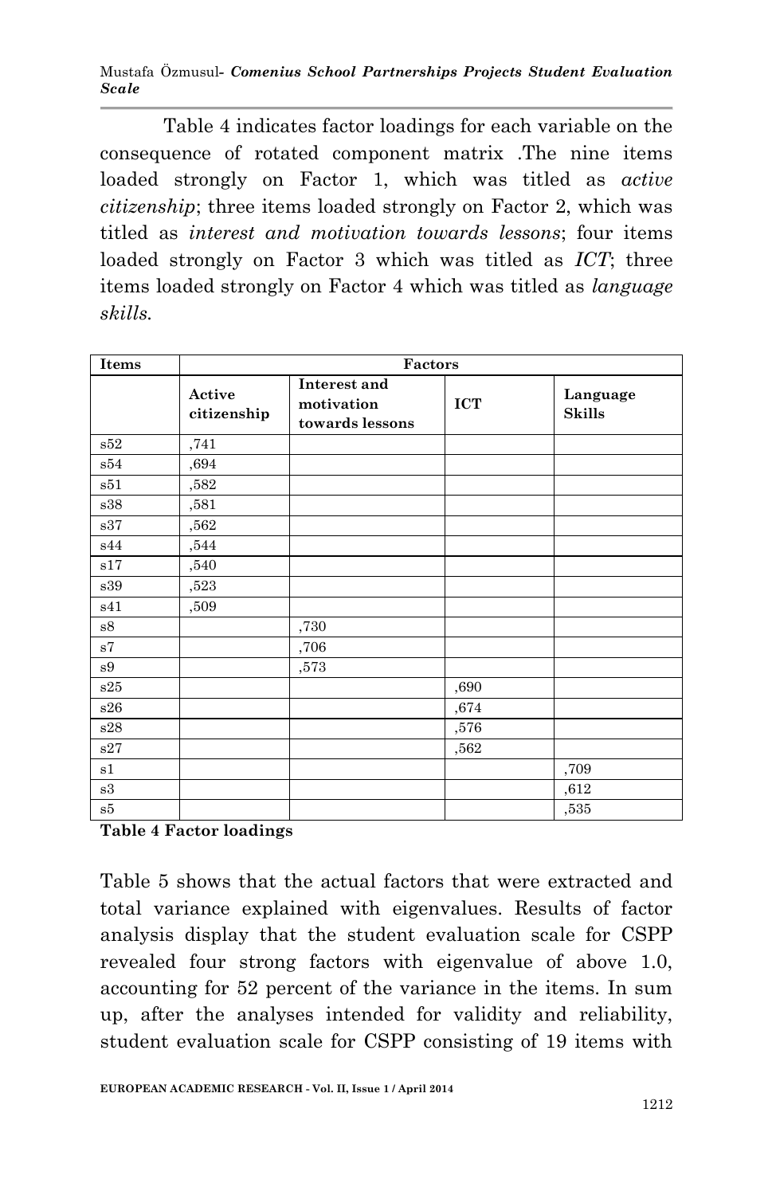Table 4 indicates factor loadings for each variable on the consequence of rotated component matrix .The nine items loaded strongly on Factor 1, which was titled as *active citizenship*; three items loaded strongly on Factor 2, which was titled as *interest and motivation towards lessons*; four items loaded strongly on Factor 3 which was titled as *ICT*; three items loaded strongly on Factor 4 which was titled as *language skills*.

| Items | Factors | | | |
|---|---|---|---|---|
| | Active citizenship | Interest and motivation towards lessons | ICT | Language Skills |
| s52 | ,741 | | | |
| s54 | ,694 | | | |
| s51 | ,582 | | | |
| s38 | ,581 | | | |
| s37 | ,562 | | | |
| s44 | ,544 | | | |
| s17 | ,540 | | | |
| s39 | ,523 | | | |
| s41 | ,509 | | | |
| s8 | | ,730 | | |
| s7 | | ,706 | | |
| s9 | | ,573 | | |
| s25 | | | ,690 | |
| s26 | | | ,674 | |
| s28 | | | ,576 | |
| s27 | | | ,562 | |
| s1 | | | | ,709 |
| s3 | | | | ,612 |
| s5 | | | | ,535 |

**Table 4 Factor loadings**

Table 5 shows that the actual factors that were extracted and total variance explained with eigenvalues. Results of factor analysis display that the student evaluation scale for CSPP revealed four strong factors with eigenvalue of above 1.0, accounting for 52 percent of the variance in the items. In sum up, after the analyses intended for validity and reliability, student evaluation scale for CSPP consisting of 19 items with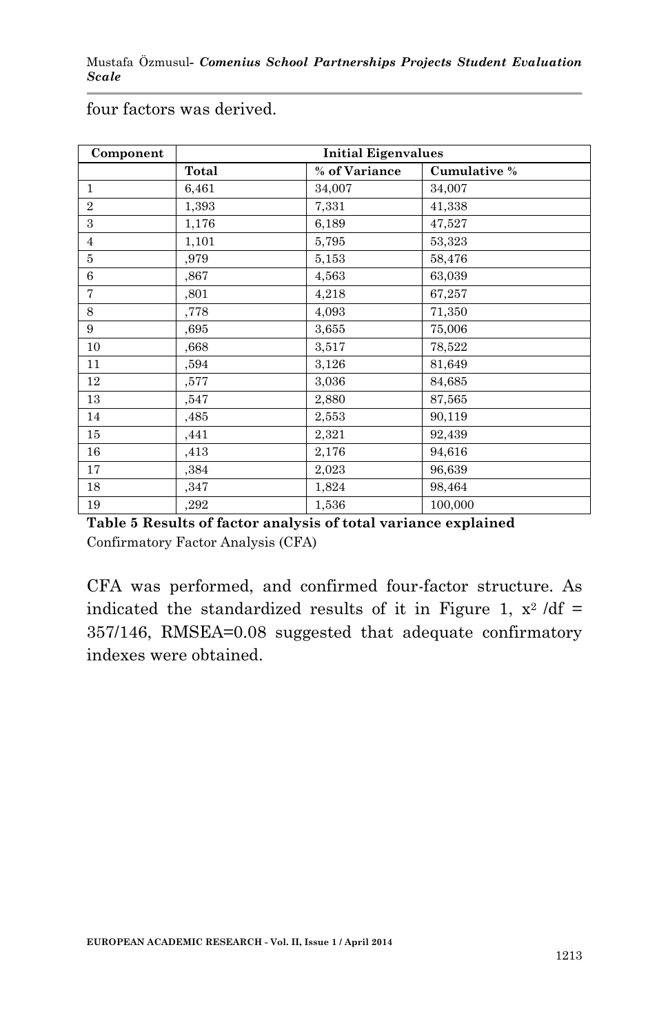four factors was derived.

| Component | Initial Eigenvalues | | |
|---|---|---|---|
| | Total | % of Variance | Cumulative % |
| 1 | 6,461 | 34,007 | 34,007 |
| 2 | 1,393 | 7,331 | 41,338 |
| 3 | 1,176 | 6,189 | 47,527 |
| 4 | 1,101 | 5,795 | 53,323 |
| 5 | ,979 | 5,153 | 58,476 |
| 6 | ,867 | 4,563 | 63,039 |
| 7 | ,801 | 4,218 | 67,257 |
| 8 | ,778 | 4,093 | 71,350 |
| 9 | ,695 | 3,655 | 75,006 |
| 10 | ,668 | 3,517 | 78,522 |
| 11 | ,594 | 3,126 | 81,649 |
| 12 | ,577 | 3,036 | 84,685 |
| 13 | ,547 | 2,880 | 87,565 |
| 14 | ,485 | 2,553 | 90,119 |
| 15 | ,441 | 2,321 | 92,439 |
| 16 | ,413 | 2,176 | 94,616 |
| 17 | ,384 | 2,023 | 96,639 |
| 18 | ,347 | 1,824 | 98,464 |
| 19 | ,292 | 1,536 | 100,000 |

**Table 5 Results of factor analysis of total variance explained**

Confirmatory Factor Analysis (CFA)

CFA was performed, and confirmed four-factor structure. As indicated the standardized results of it in Figure 1, $x^2$ /df = 357/146, RMSEA=0.08 suggested that adequate confirmatory indexes were obtained.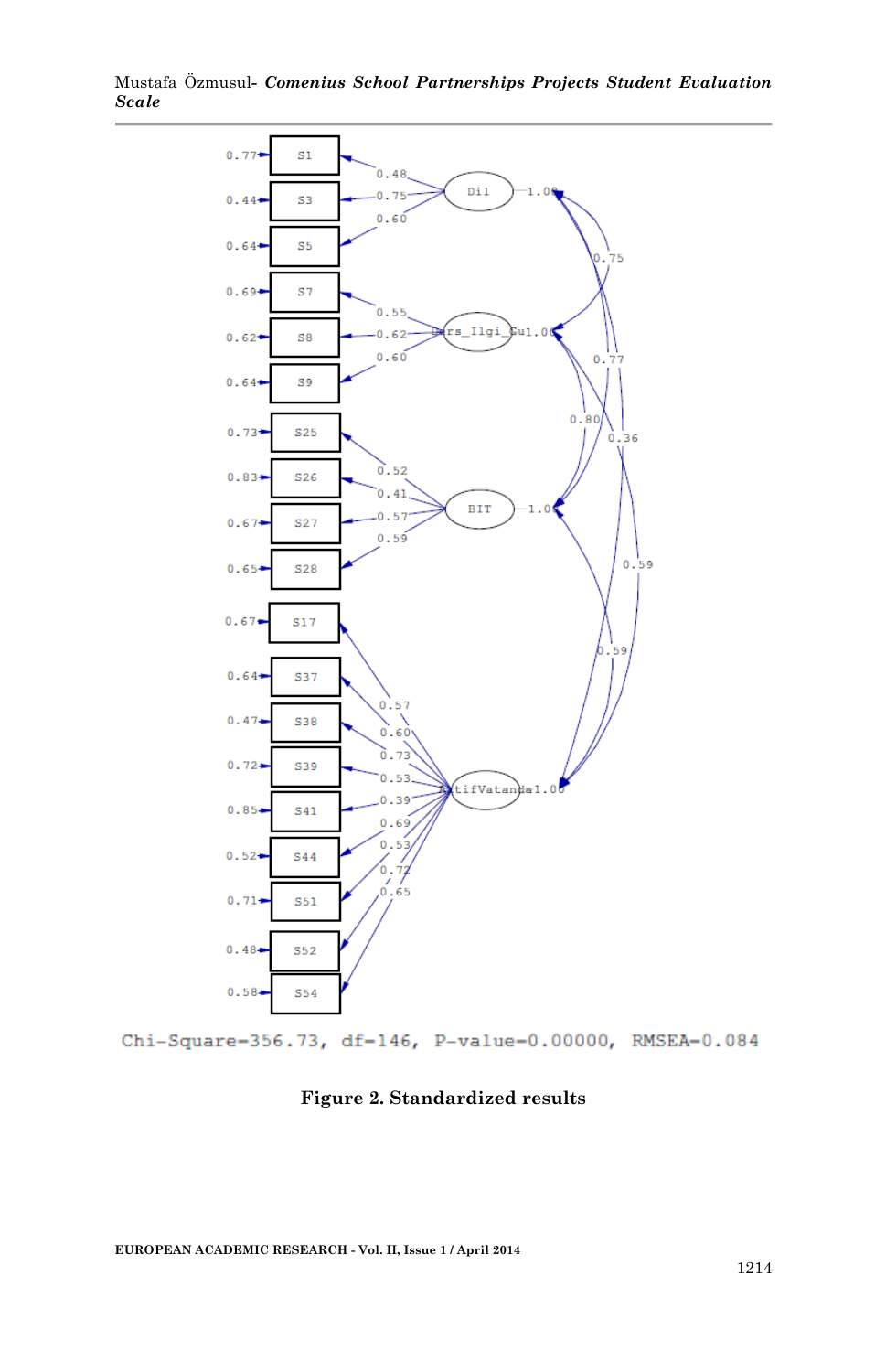Chi-Square=356.73, df=146, P-value=0.00000, RMSEA=0.084

**Figure 2. Standardized results**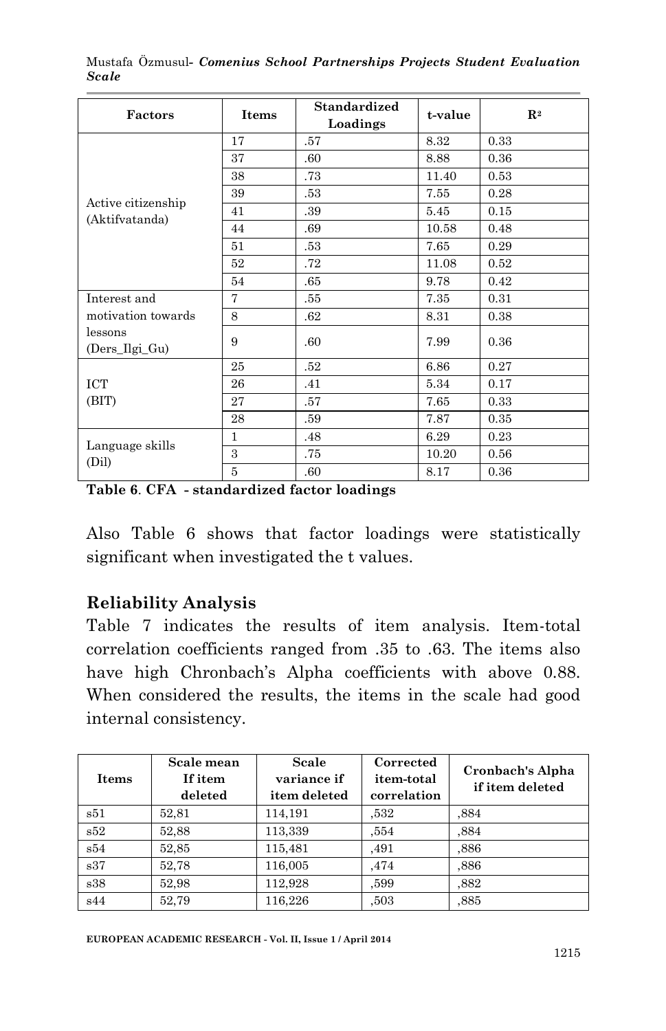| Factors | Items | Standardized Loadings | t-value | $R^2$ |
|---|---|---|---|---|
| Active citizenship (Aktifvatanda) | 17 | .57 | 8.32 | 0.33 |
| | 37 | .60 | 8.88 | 0.36 |
| | 38 | .73 | 11.40 | 0.53 |
| | 39 | .53 | 7.55 | 0.28 |
| | 41 | .39 | 5.45 | 0.15 |
| | 44 | .69 | 10.58 | 0.48 |
| | 51 | .53 | 7.65 | 0.29 |
| | 52 | .72 | 11.08 | 0.52 |
| | 54 | .65 | 9.78 | 0.42 |
| Interest and motivation towards lessons (Ders_Ilgi_Gu) | 7 | .55 | 7.35 | 0.31 |
| | 8 | .62 | 8.31 | 0.38 |
| | 9 | .60 | 7.99 | 0.36 |
| ICT (BIT) | 25 | .52 | 6.86 | 0.27 |
| | 26 | .41 | 5.34 | 0.17 |
| | 27 | .57 | 7.65 | 0.33 |
| | 28 | .59 | 7.87 | 0.35 |
| Language skills (Dil) | 1 | .48 | 6.29 | 0.23 |
| | 3 | .75 | 10.20 | 0.56 |
| | 5 | .60 | 8.17 | 0.36 |

**Table 6**. **CFA - standardized factor loadings**

Also Table 6 shows that factor loadings were statistically significant when investigated the t values.

## Reliability Analysis

Table 7 indicates the results of item analysis. Item-total correlation coefficients ranged from .35 to .63. The items also have high Chronbach's Alpha coefficients with above 0.88. When considered the results, the items in the scale had good internal consistency.

| Items | Scale mean If item deleted | Scale variance if item deleted | Corrected item-total correlation | Cronbach's Alpha if item deleted |
|---|---|---|---|---|
| s51 | 52,81 | 114,191 | ,532 | ,884 |
| s52 | 52,88 | 113,339 | ,554 | ,884 |
| s54 | 52,85 | 115,481 | ,491 | ,886 |
| s37 | 52,78 | 116,005 | ,474 | ,886 |
| s38 | 52,98 | 112,928 | ,599 | ,882 |
| s44 | 52,79 | 116,226 | ,503 | ,885 |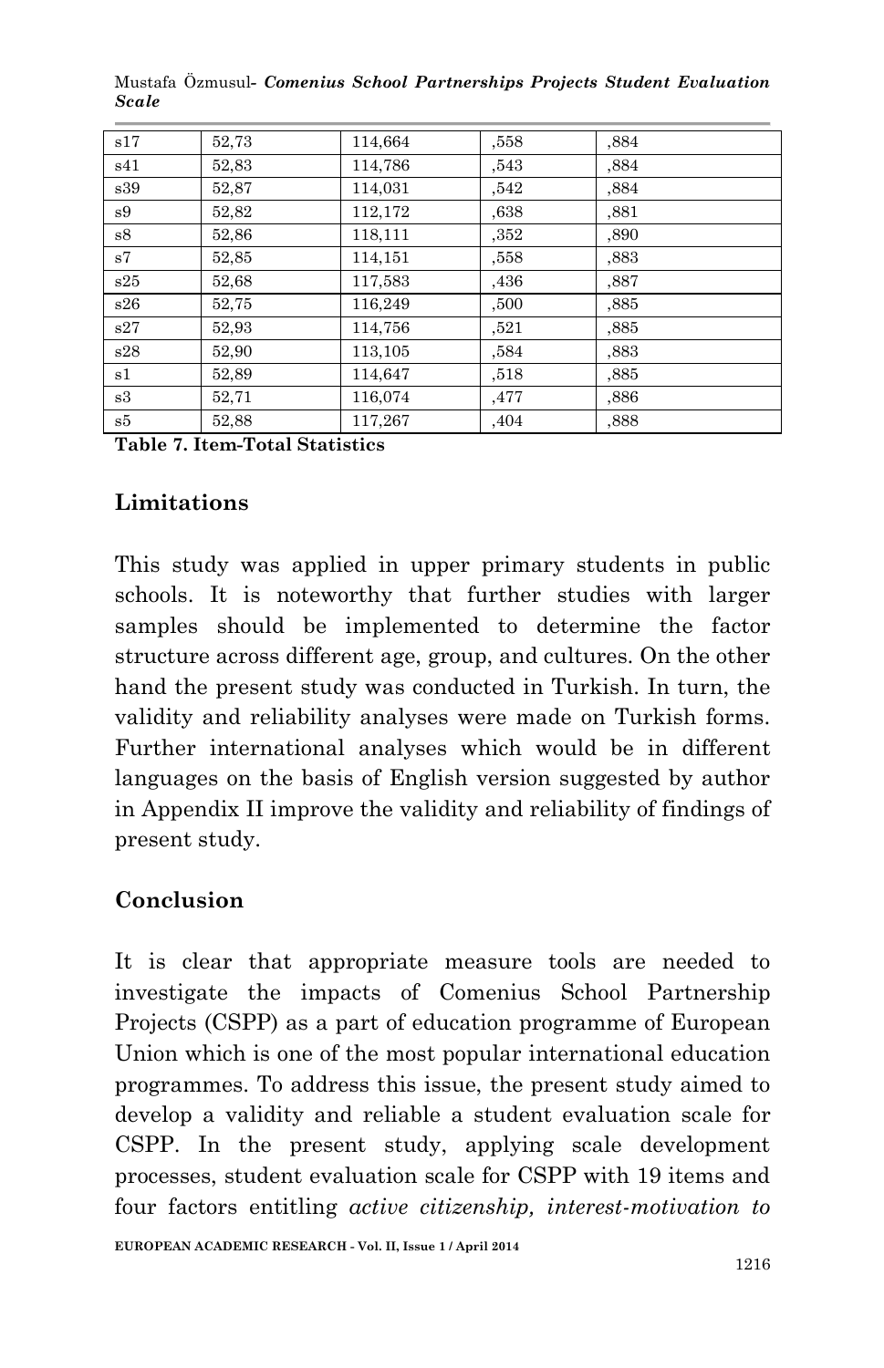| s17 | 52,73 | 114,664 | ,558 | ,884 |
|---|---|---|---|---|
| s41 | 52,83 | 114,786 | ,543 | ,884 |
| s39 | 52,87 | 114,031 | ,542 | ,884 |
| s9 | 52,82 | 112,172 | ,638 | ,881 |
| s8 | 52,86 | 118,111 | ,352 | ,890 |
| s7 | 52,85 | 114,151 | ,558 | ,883 |
| s25 | 52,68 | 117,583 | ,436 | ,887 |
| s26 | 52,75 | 116,249 | ,500 | ,885 |
| s27 | 52,93 | 114,756 | ,521 | ,885 |
| s28 | 52,90 | 113,105 | ,584 | ,883 |
| s1 | 52,89 | 114,647 | ,518 | ,885 |
| s3 | 52,71 | 116,074 | ,477 | ,886 |
| s5 | 52,88 | 117,267 | ,404 | ,888 |

**Table 7. Item-Total Statistics**

## Limitations

This study was applied in upper primary students in public schools. It is noteworthy that further studies with larger samples should be implemented to determine the factor structure across different age, group, and cultures. On the other hand the present study was conducted in Turkish. In turn, the validity and reliability analyses were made on Turkish forms. Further international analyses which would be in different languages on the basis of English version suggested by author in Appendix II improve the validity and reliability of findings of present study.

## Conclusion

It is clear that appropriate measure tools are needed to investigate the impacts of Comenius School Partnership Projects (CSPP) as a part of education programme of European Union which is one of the most popular international education programmes. To address this issue, the present study aimed to develop a validity and reliable a student evaluation scale for CSPP. In the present study, applying scale development processes, student evaluation scale for CSPP with 19 items and four factors entitling *active citizenship, interest-motivation to*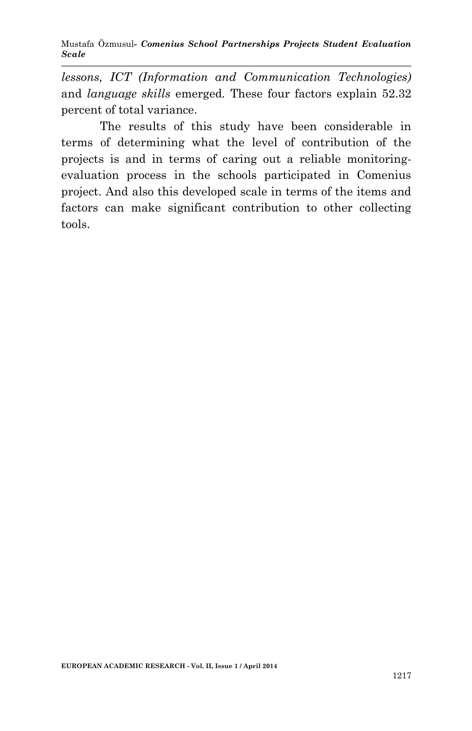*lessons, ICT (Information and Communication Technologies)* and *language skills* emerged. These four factors explain 52.32 percent of total variance.

The results of this study have been considerable in terms of determining what the level of contribution of the projects is and in terms of caring out a reliable monitoring-evaluation process in the schools participated in Comenius project. And also this developed scale in terms of the items and factors can make significant contribution to other collecting tools.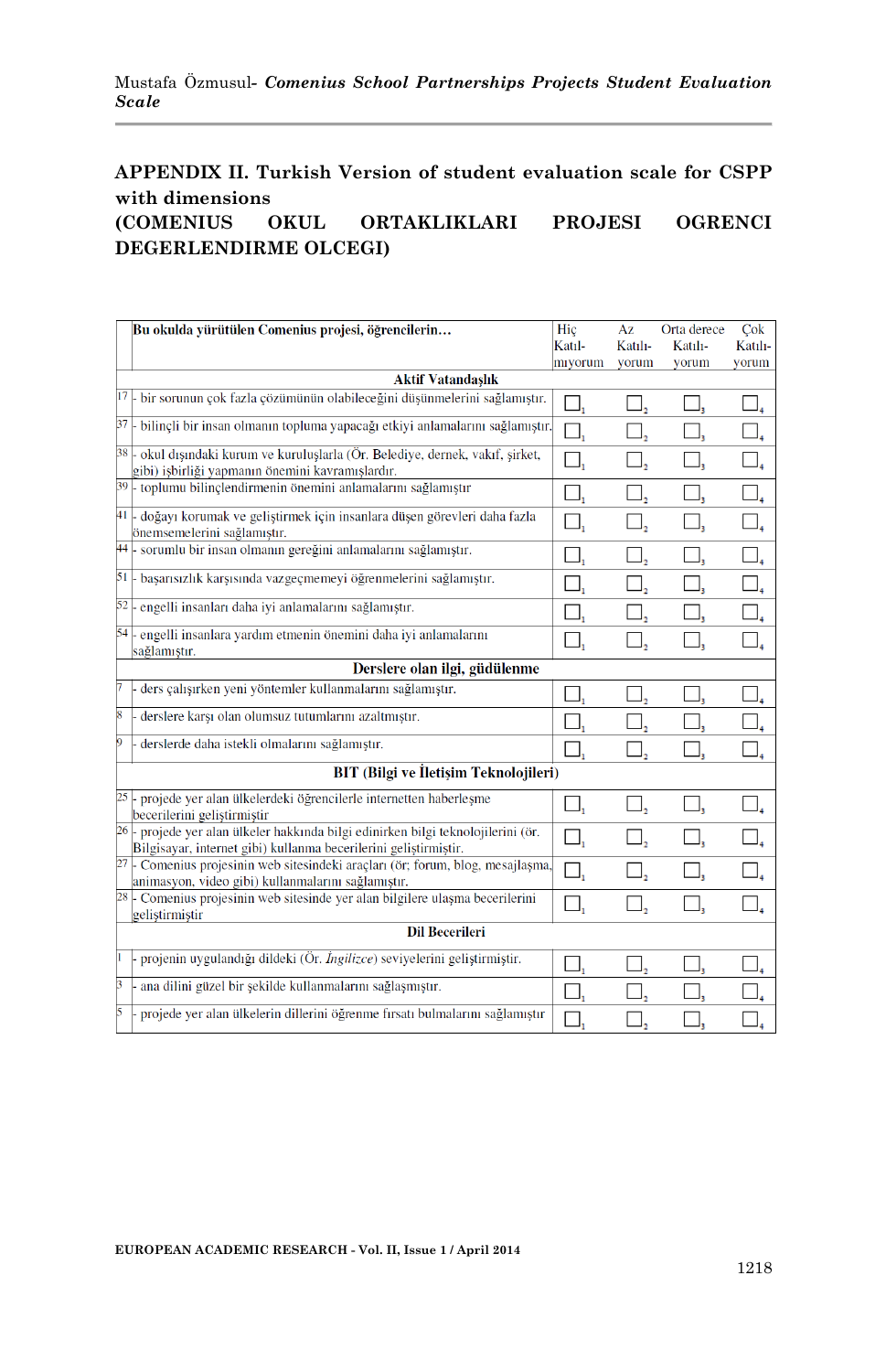## APPENDIX II. Turkish Version of student evaluation scale for CSPP with dimensions

## (COMENIUS OKUL ORTAKLIKLARI PROJESI OGRENCI DEGERLENDIRME OLCEGI)

| | **Bu okulda yürütülen Comenius projesi, öğrencilerin…** | Hiç Katıl-mıyorum | Az Katılı-yorum | Orta derece Katılı-yorum | Çok Katılı-yorum |
|---|---|---|---|---|---|
| | **Aktif Vatandaşlık** | | | | |
| 17 | - bir sorunun çok fazla çözümünün olabileceğini düşünmelerini sağlamıştır. | ☐1 | ☐2 | ☐3 | ☐4 |
| 37 | - bilinçli bir insan olmanın topluma yapacağı etkiyi anlamalarını sağlamıştır. | ☐1 | ☐2 | ☐3 | ☐4 |
| 38 | - okul dışındaki kurum ve kuruluşlarla (Ör. Belediye, dernek, vakıf, şirket, gibi) işbirliği yapmanın önemini kavramışlardır. | ☐1 | ☐2 | ☐3 | ☐4 |
| 39 | - toplumu bilinçlendirmenin önemini anlamalarını sağlamıştır | ☐1 | ☐2 | ☐3 | ☐4 |
| 41 | - doğayı korumak ve geliştirmek için insanlara düşen görevleri daha fazla önemsemelerini sağlamıştır. | ☐1 | ☐2 | ☐3 | ☐4 |
| 44 | - sorumlu bir insan olmanın gereğini anlamalarını sağlamıştır. | ☐1 | ☐2 | ☐3 | ☐4 |
| 51 | - başarısızlık karşısında vazgeçmemeyi öğrenmelerini sağlamıştır. | ☐1 | ☐2 | ☐3 | ☐4 |
| 52 | - engelli insanları daha iyi anlamalarını sağlamıştır. | ☐1 | ☐2 | ☐3 | ☐4 |
| 54 | - engelli insanlara yardım etmenin önemini daha iyi anlamalarını sağlamıştır. | ☐1 | ☐2 | ☐3 | ☐4 |
| | **Derslere olan ilgi, güdülenme** | | | | |
| 7 | - ders çalışırken yeni yöntemler kullanmalarını sağlamıştır. | ☐1 | ☐2 | ☐3 | ☐4 |
| 8 | - derslere karşı olan olumsuz tutumlarını azaltmıştır. | ☐1 | ☐2 | ☐3 | ☐4 |
| 9 | - derslerde daha istekli olmalarını sağlamıştır. | ☐1 | ☐2 | ☐3 | ☐4 |
| | **BIT (Bilgi ve İletişim Teknolojileri)** | | | | |
| 25 | - projede yer alan ülkelerdeki öğrencilerle internetten haberleşme becerilerini geliştirmiştir | ☐1 | ☐2 | ☐3 | ☐4 |
| 26 | - projede yer alan ülkeler hakkında bilgi edinirken bilgi teknolojilerini (ör. Bilgisayar, internet gibi) kullanma becerilerini geliştirmiştir. | ☐1 | ☐2 | ☐3 | ☐4 |
| 27 | - Comenius projesinin web sitesindeki araçları (ör: forum, blog, mesajlaşma, animasyon, video gibi) kullanmalarını sağlamıştır. | ☐1 | ☐2 | ☐3 | ☐4 |
| 28 | - Comenius projesinin web sitesinde yer alan bilgilere ulaşma becerilerini geliştirmiştir | ☐1 | ☐2 | ☐3 | ☐4 |
| | **Dil Becerileri** | | | | |
| 1 | - projenin uygulandığı dildeki (Ör. *İngilizce*) seviyelerini geliştirmiştir. | ☐1 | ☐2 | ☐3 | ☐4 |
| 3 | - ana dilini güzel bir şekilde kullanmalarını sağlaşmıştır. | ☐1 | ☐2 | ☐3 | ☐4 |
| 5 | - projede yer alan ülkelerin dillerini öğrenme fırsatı bulmalarını sağlamıştır | ☐1 | ☐2 | ☐3 | ☐4 |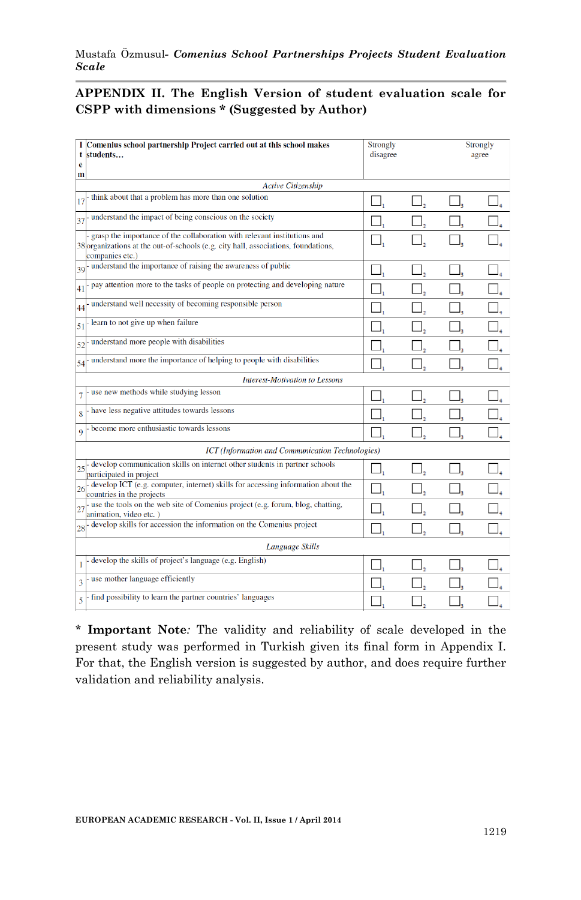## APPENDIX II. The English Version of student evaluation scale for CSPP with dimensions * (Suggested by Author)

| Item | Comenius school partnership Project carried out at this school makes students… | Strongly disagree | | | Strongly agree |
|---|---|---|---|---|---|
| | *Active Citizenship* | | | | |
| 17 | - think about that a problem has more than one solution | ☐1 | ☐2 | ☐3 | ☐4 |
| 37 | - understand the impact of being conscious on the society | ☐1 | ☐2 | ☐3 | ☐4 |
| 38 | - grasp the importance of the collaboration with relevant institutions and organizations at the out-of-schools (e.g. city hall, associations, foundations, companies etc.) | ☐1 | ☐2 | ☐3 | ☐4 |
| 39 | - understand the importance of raising the awareness of public | ☐1 | ☐2 | ☐3 | ☐4 |
| 41 | - pay attention more to the tasks of people on protecting and developing nature | ☐1 | ☐2 | ☐3 | ☐4 |
| 44 | - understand well necessity of becoming responsible person | ☐1 | ☐2 | ☐3 | ☐4 |
| 51 | - learn to not give up when failure | ☐1 | ☐2 | ☐3 | ☐4 |
| 52 | - understand more people with disabilities | ☐1 | ☐2 | ☐3 | ☐4 |
| 54 | - understand more the importance of helping to people with disabilities | ☐1 | ☐2 | ☐3 | ☐4 |
| | *Interest-Motivation to Lessons* | | | | |
| 7 | - use new methods while studying lesson | ☐1 | ☐2 | ☐3 | ☐4 |
| 8 | - have less negative attitudes towards lessons | ☐1 | ☐2 | ☐3 | ☐4 |
| 9 | - become more enthusiastic towards lessons | ☐1 | ☐2 | ☐3 | ☐4 |
| | *ICT (Information and Communication Technologies)* | | | | |
| 25 | - develop communication skills on internet other students in partner schools participated in project | ☐1 | ☐2 | ☐3 | ☐4 |
| 26 | - develop ICT (e.g. computer, internet) skills for accessing information about the countries in the projects | ☐1 | ☐2 | ☐3 | ☐4 |
| 27 | - use the tools on the web site of Comenius project (e.g. forum, blog, chatting, animation, video etc. ) | ☐1 | ☐2 | ☐3 | ☐4 |
| 28 | - develop skills for accession the information on the Comenius project | ☐1 | ☐2 | ☐3 | ☐4 |
| | *Language Skills* | | | | |
| 1 | - develop the skills of project's language (e.g. English) | ☐1 | ☐2 | ☐3 | ☐4 |
| 3 | - use mother language efficiently | ☐1 | ☐2 | ☐3 | ☐4 |
| 5 | - find possibility to learn the partner countries' languages | ☐1 | ☐2 | ☐3 | ☐4 |

\* **Important Note***:* The validity and reliability of scale developed in the present study was performed in Turkish given its final form in Appendix I. For that, the English version is suggested by author, and does require further validation and reliability analysis.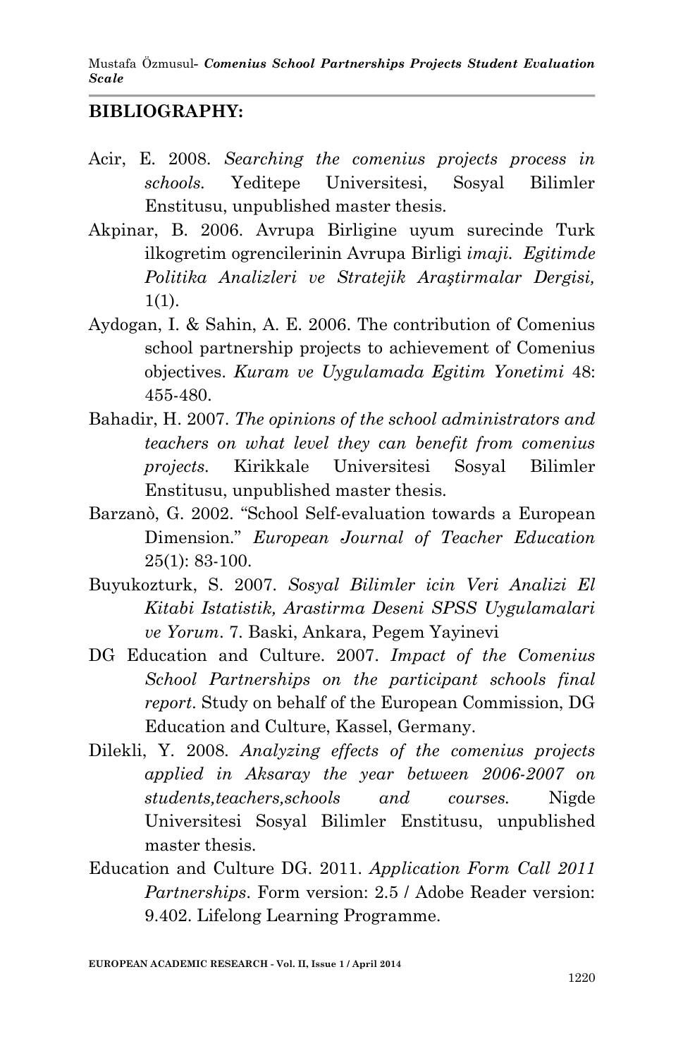## BIBLIOGRAPHY:

Acir, E. 2008. *Searching the comenius projects process in schools.* Yeditepe Universitesi, Sosyal Bilimler Enstitusu, unpublished master thesis.

Akpinar, B. 2006. Avrupa Birligine uyum surecinde Turk ilkogretim ogrencilerinin Avrupa Birligi *imaji. Egitimde Politika Analizleri ve Stratejik Araştirmalar Dergisi,* 1(1).

Aydogan, I. & Sahin, A. E. 2006. The contribution of Comenius school partnership projects to achievement of Comenius objectives. *Kuram ve Uygulamada Egitim Yonetimi* 48: 455-480.

Bahadir, H. 2007. *The opinions of the school administrators and teachers on what level they can benefit from comenius projects.* Kirikkale Universitesi Sosyal Bilimler Enstitusu, unpublished master thesis.

Barzanò, G. 2002. "School Self-evaluation towards a European Dimension." *European Journal of Teacher Education* 25(1): 83-100.

Buyukozturk, S. 2007. *Sosyal Bilimler icin Veri Analizi El Kitabi Istatistik, Arastirma Deseni SPSS Uygulamalari ve Yorum*. 7. Baski, Ankara, Pegem Yayinevi

DG Education and Culture. 2007. *Impact of the Comenius School Partnerships on the participant schools final report.* Study on behalf of the European Commission, DG Education and Culture, Kassel, Germany.

Dilekli, Y. 2008. *Analyzing effects of the comenius projects applied in Aksaray the year between 2006-2007 on students,teachers,schools and courses.* Nigde Universitesi Sosyal Bilimler Enstitusu, unpublished master thesis.

Education and Culture DG. 2011. *Application Form Call 2011 Partnerships*. Form version: 2.5 / Adobe Reader version: 9.402. Lifelong Learning Programme.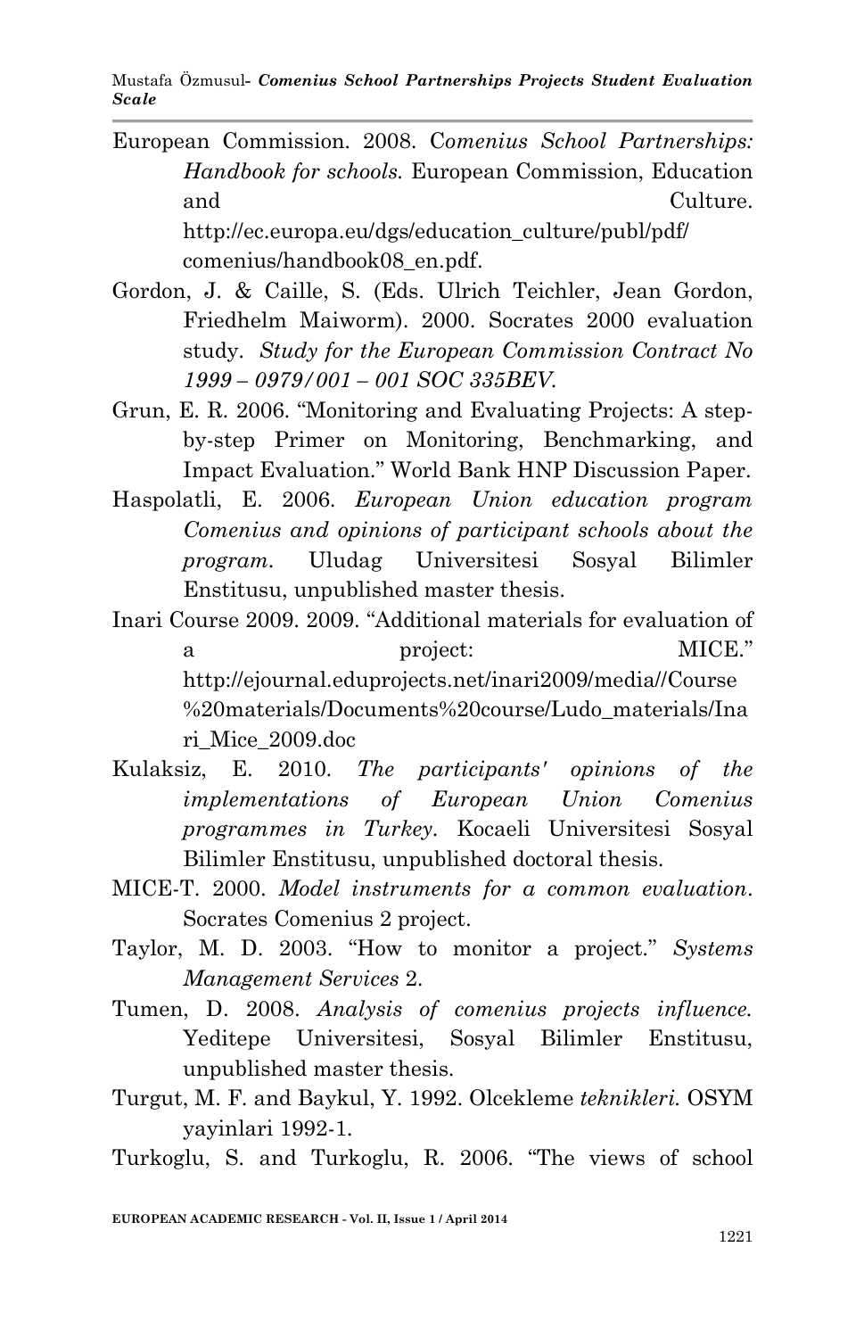European Commission. 2008. C*omenius School Partnerships: Handbook for schools.* European Commission, Education and Culture. http://ec.europa.eu/dgs/education_culture/publ/pdf/comenius/handbook08_en.pdf.

Gordon, J. & Caille, S. (Eds. Ulrich Teichler, Jean Gordon, Friedhelm Maiworm). 2000. Socrates 2000 evaluation study. *Study for the European Commission Contract No 1999 – 0979/001 – 001 SOC 335BEV*.

Grun, E. R. 2006. "Monitoring and Evaluating Projects: A step-by-step Primer on Monitoring, Benchmarking, and Impact Evaluation." World Bank HNP Discussion Paper.

Haspolatli, E. 2006. *European Union education program Comenius and opinions of participant schools about the program*. Uludag Universitesi Sosyal Bilimler Enstitusu, unpublished master thesis.

Inari Course 2009. 2009. "Additional materials for evaluation of a project: MICE." http://ejournal.eduprojects.net/inari2009/media//Course%20materials/Documents%20course/Ludo_materials/Inari_Mice_2009.doc

Kulaksiz, E. 2010. *The participants' opinions of the implementations of European Union Comenius programmes in Turkey*. Kocaeli Universitesi Sosyal Bilimler Enstitusu, unpublished doctoral thesis.

MICE-T. 2000. *Model instruments for a common evaluation*. Socrates Comenius 2 project.

Taylor, M. D. 2003. "How to monitor a project." *Systems Management Services* 2.

Tumen, D. 2008. *Analysis of comenius projects influence.* Yeditepe Universitesi, Sosyal Bilimler Enstitusu, unpublished master thesis.

Turgut, M. F. and Baykul, Y. 1992. Olcekleme *teknikleri.* OSYM yayinlari 1992-1.

Turkoglu, S. and Turkoglu, R. 2006. "The views of school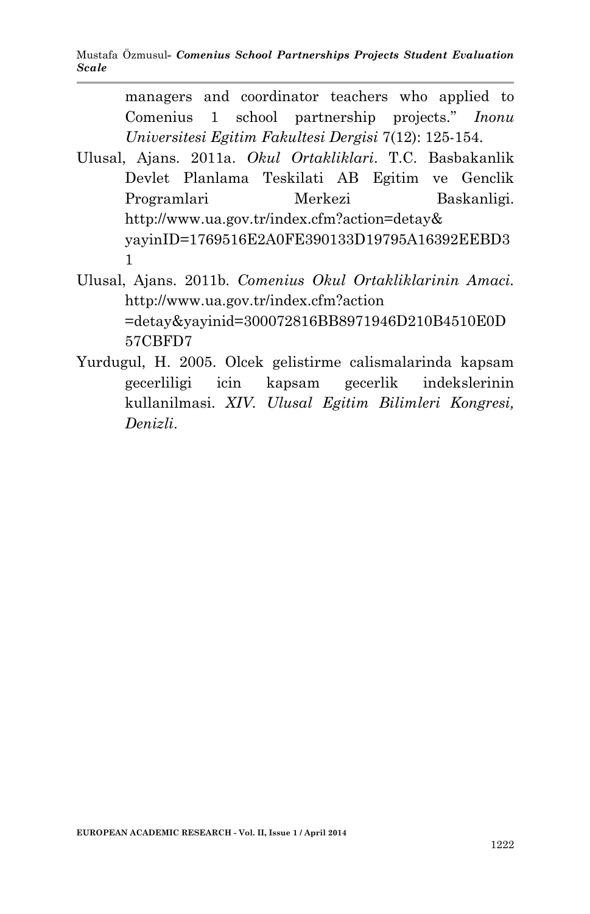managers and coordinator teachers who applied to Comenius 1 school partnership projects." *Inonu Universitesi Egitim Fakultesi Dergisi* 7(12): 125-154.

Ulusal, Ajans. 2011a. *Okul Ortakliklari*. T.C. Basbakanlik Devlet Planlama Teskilati AB Egitim ve Genclik Programlari Merkezi Baskanligi. http://www.ua.gov.tr/index.cfm?action=detay&yayinID=1769516E2A0FE390133D19795A16392EEBD31

Ulusal, Ajans. 2011b. *Comenius Okul Ortakliklarinin Amaci*. http://www.ua.gov.tr/index.cfm?action=detay&yayinid=300072816BB8971946D210B4510E0D57CBFD7

Yurdugul, H. 2005. Olcek gelistirme calismalarinda kapsam gecerliligi icin kapsam gecerlik indekslerinin kullanilmasi. *XIV. Ulusal Egitim Bilimleri Kongresi, Denizli*.